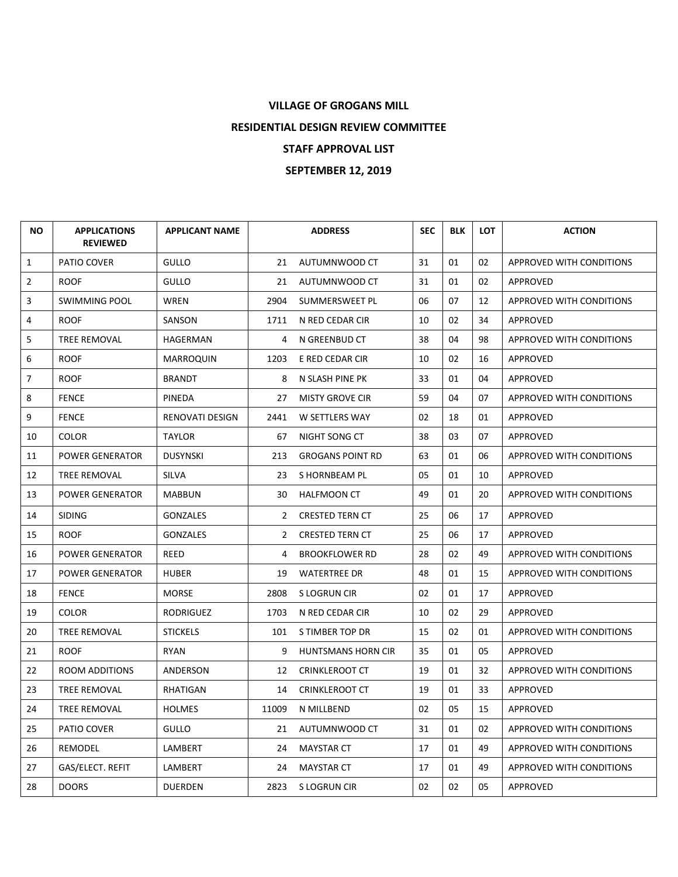# VILLAGE OF GROGANS MILL

## RESIDENTIAL DESIGN REVIEW COMMITTEE

## STAFF APPROVAL LIST

## SEPTEMBER 12, 2019

| NO | APPLICATIONS REVIEWED | APPLICANT NAME | ADDRESS | | SEC | BLK | LOT | ACTION |
|---|---|---|---|---|---|---|---|---|
| 1 | PATIO COVER | GULLO | 21 | AUTUMNWOOD CT | 31 | 01 | 02 | APPROVED WITH CONDITIONS |
| 2 | ROOF | GULLO | 21 | AUTUMNWOOD CT | 31 | 01 | 02 | APPROVED |
| 3 | SWIMMING POOL | WREN | 2904 | SUMMERSWEET PL | 06 | 07 | 12 | APPROVED WITH CONDITIONS |
| 4 | ROOF | SANSON | 1711 | N RED CEDAR CIR | 10 | 02 | 34 | APPROVED |
| 5 | TREE REMOVAL | HAGERMAN | 4 | N GREENBUD CT | 38 | 04 | 98 | APPROVED WITH CONDITIONS |
| 6 | ROOF | MARROQUIN | 1203 | E RED CEDAR CIR | 10 | 02 | 16 | APPROVED |
| 7 | ROOF | BRANDT | 8 | N SLASH PINE PK | 33 | 01 | 04 | APPROVED |
| 8 | FENCE | PINEDA | 27 | MISTY GROVE CIR | 59 | 04 | 07 | APPROVED WITH CONDITIONS |
| 9 | FENCE | RENOVATI DESIGN | 2441 | W SETTLERS WAY | 02 | 18 | 01 | APPROVED |
| 10 | COLOR | TAYLOR | 67 | NIGHT SONG CT | 38 | 03 | 07 | APPROVED |
| 11 | POWER GENERATOR | DUSYNSKI | 213 | GROGANS POINT RD | 63 | 01 | 06 | APPROVED WITH CONDITIONS |
| 12 | TREE REMOVAL | SILVA | 23 | S HORNBEAM PL | 05 | 01 | 10 | APPROVED |
| 13 | POWER GENERATOR | MABBUN | 30 | HALFMOON CT | 49 | 01 | 20 | APPROVED WITH CONDITIONS |
| 14 | SIDING | GONZALES | 2 | CRESTED TERN CT | 25 | 06 | 17 | APPROVED |
| 15 | ROOF | GONZALES | 2 | CRESTED TERN CT | 25 | 06 | 17 | APPROVED |
| 16 | POWER GENERATOR | REED | 4 | BROOKFLOWER RD | 28 | 02 | 49 | APPROVED WITH CONDITIONS |
| 17 | POWER GENERATOR | HUBER | 19 | WATERTREE DR | 48 | 01 | 15 | APPROVED WITH CONDITIONS |
| 18 | FENCE | MORSE | 2808 | S LOGRUN CIR | 02 | 01 | 17 | APPROVED |
| 19 | COLOR | RODRIGUEZ | 1703 | N RED CEDAR CIR | 10 | 02 | 29 | APPROVED |
| 20 | TREE REMOVAL | STICKELS | 101 | S TIMBER TOP DR | 15 | 02 | 01 | APPROVED WITH CONDITIONS |
| 21 | ROOF | RYAN | 9 | HUNTSMANS HORN CIR | 35 | 01 | 05 | APPROVED |
| 22 | ROOM ADDITIONS | ANDERSON | 12 | CRINKLEROOT CT | 19 | 01 | 32 | APPROVED WITH CONDITIONS |
| 23 | TREE REMOVAL | RHATIGAN | 14 | CRINKLEROOT CT | 19 | 01 | 33 | APPROVED |
| 24 | TREE REMOVAL | HOLMES | 11009 | N MILLBEND | 02 | 05 | 15 | APPROVED |
| 25 | PATIO COVER | GULLO | 21 | AUTUMNWOOD CT | 31 | 01 | 02 | APPROVED WITH CONDITIONS |
| 26 | REMODEL | LAMBERT | 24 | MAYSTAR CT | 17 | 01 | 49 | APPROVED WITH CONDITIONS |
| 27 | GAS/ELECT. REFIT | LAMBERT | 24 | MAYSTAR CT | 17 | 01 | 49 | APPROVED WITH CONDITIONS |
| 28 | DOORS | DUERDEN | 2823 | S LOGRUN CIR | 02 | 02 | 05 | APPROVED |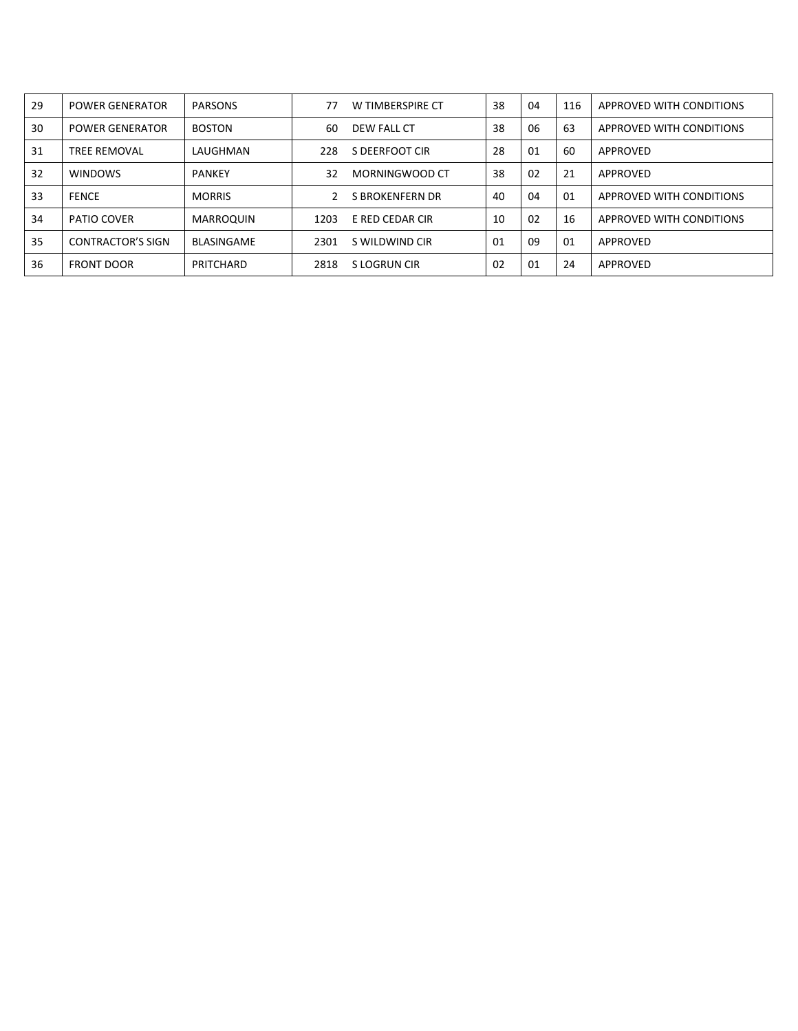| | | | | | | | | |
|---|---|---|---|---|---|---|---|---|
| 29 | POWER GENERATOR | PARSONS | 77 | W TIMBERSPIRE CT | 38 | 04 | 116 | APPROVED WITH CONDITIONS |
| 30 | POWER GENERATOR | BOSTON | 60 | DEW FALL CT | 38 | 06 | 63 | APPROVED WITH CONDITIONS |
| 31 | TREE REMOVAL | LAUGHMAN | 228 | S DEERFOOT CIR | 28 | 01 | 60 | APPROVED |
| 32 | WINDOWS | PANKEY | 32 | MORNINGWOOD CT | 38 | 02 | 21 | APPROVED |
| 33 | FENCE | MORRIS | 2 | S BROKENFERN DR | 40 | 04 | 01 | APPROVED WITH CONDITIONS |
| 34 | PATIO COVER | MARROQUIN | 1203 | E RED CEDAR CIR | 10 | 02 | 16 | APPROVED WITH CONDITIONS |
| 35 | CONTRACTOR'S SIGN | BLASINGAME | 2301 | S WILDWIND CIR | 01 | 09 | 01 | APPROVED |
| 36 | FRONT DOOR | PRITCHARD | 2818 | S LOGRUN CIR | 02 | 01 | 24 | APPROVED |